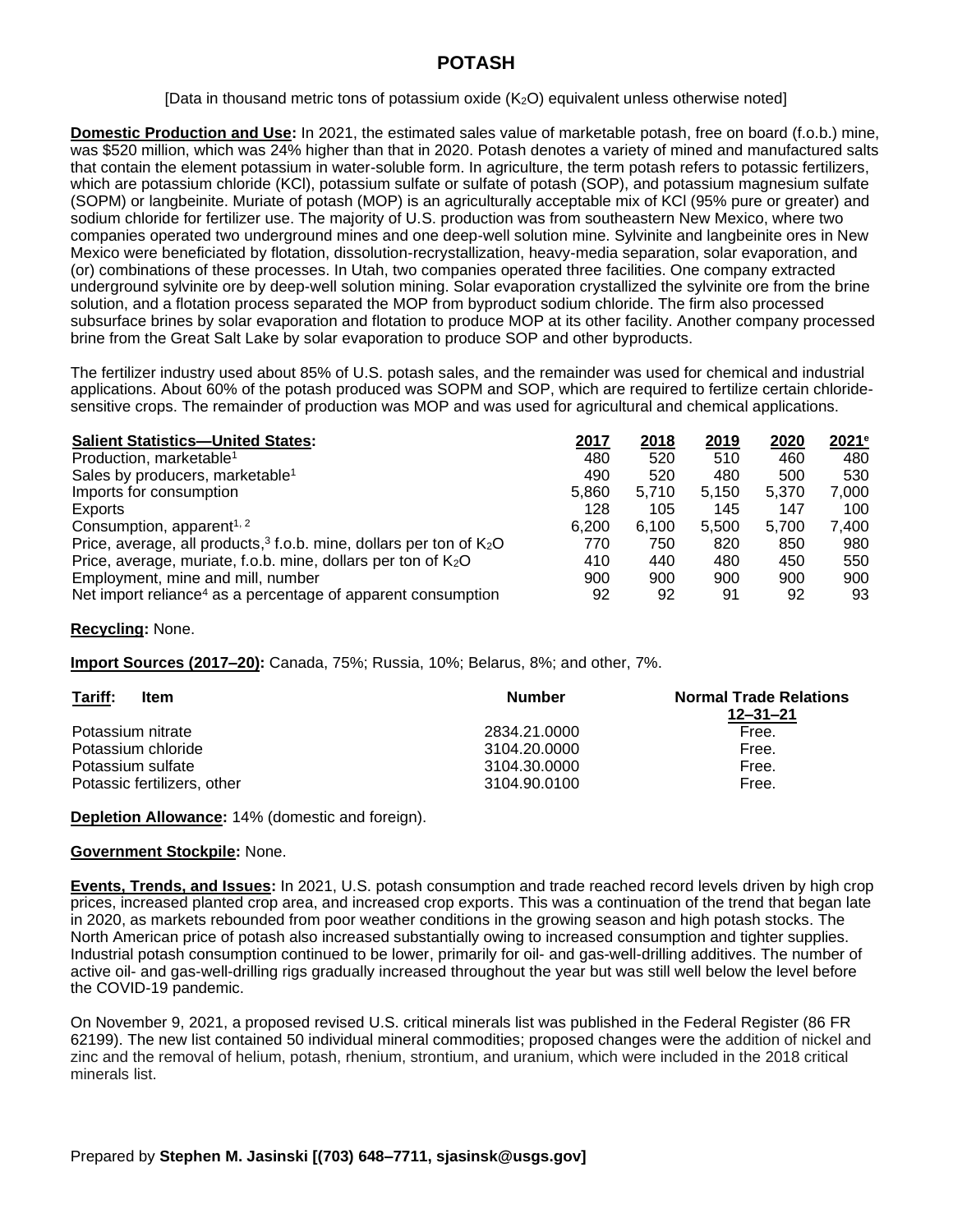# POTASH

[Data in thousand metric tons of potassium oxide ($K_2O$) equivalent unless otherwise noted]

**Domestic Production and Use:** In 2021, the estimated sales value of marketable potash, free on board (f.o.b.) mine, was $520 million, which was 24% higher than that in 2020. Potash denotes a variety of mined and manufactured salts that contain the element potassium in water-soluble form. In agriculture, the term potash refers to potassic fertilizers, which are potassium chloride (KCl), potassium sulfate or sulfate of potash (SOP), and potassium magnesium sulfate (SOPM) or langbeinite. Muriate of potash (MOP) is an agriculturally acceptable mix of KCl (95% pure or greater) and sodium chloride for fertilizer use. The majority of U.S. production was from southeastern New Mexico, where two companies operated two underground mines and one deep-well solution mine. Sylvinite and langbeinite ores in New Mexico were beneficiated by flotation, dissolution-recrystallization, heavy-media separation, solar evaporation, and (or) combinations of these processes. In Utah, two companies operated three facilities. One company extracted underground sylvinite ore by deep-well solution mining. Solar evaporation crystallized the sylvinite ore from the brine solution, and a flotation process separated the MOP from byproduct sodium chloride. The firm also processed subsurface brines by solar evaporation and flotation to produce MOP at its other facility. Another company processed brine from the Great Salt Lake by solar evaporation to produce SOP and other byproducts.

The fertilizer industry used about 85% of U.S. potash sales, and the remainder was used for chemical and industrial applications. About 60% of the potash produced was SOPM and SOP, which are required to fertilize certain chloride-sensitive crops. The remainder of production was MOP and was used for agricultural and chemical applications.

| **Salient Statistics—United States:** | 2017 | 2018 | 2019 | 2020 | 2021[e] |
|---|---|---|---|---|---|
| Production, marketable[1] | 480 | 520 | 510 | 460 | 480 |
| Sales by producers, marketable[1] | 490 | 520 | 480 | 500 | 530 |
| Imports for consumption | 5,860 | 5,710 | 5,150 | 5,370 | 7,000 |
| Exports | 128 | 105 | 145 | 147 | 100 |
| Consumption, apparent[1, 2] | 6,200 | 6,100 | 5,500 | 5,700 | 7,400 |
| Price, average, all products,[3] f.o.b. mine, dollars per ton of $K_2O$ | 770 | 750 | 820 | 850 | 980 |
| Price, average, muriate, f.o.b. mine, dollars per ton of $K_2O$ | 410 | 440 | 480 | 450 | 550 |
| Employment, mine and mill, number | 900 | 900 | 900 | 900 | 900 |
| Net import reliance[4] as a percentage of apparent consumption | 92 | 92 | 91 | 92 | 93 |

**Recycling:** None.

**Import Sources (2017–20):** Canada, 75%; Russia, 10%; Belarus, 8%; and other, 7%.

| **Tariff:** Item | Number | Normal Trade Relations 12–31–21 |
|---|---|---|
| Potassium nitrate | 2834.21.0000 | Free. |
| Potassium chloride | 3104.20.0000 | Free. |
| Potassium sulfate | 3104.30.0000 | Free. |
| Potassic fertilizers, other | 3104.90.0100 | Free. |

**Depletion Allowance:** 14% (domestic and foreign).

**Government Stockpile:** None.

**Events, Trends, and Issues:** In 2021, U.S. potash consumption and trade reached record levels driven by high crop prices, increased planted crop area, and increased crop exports. This was a continuation of the trend that began late in 2020, as markets rebounded from poor weather conditions in the growing season and high potash stocks. The North American price of potash also increased substantially owing to increased consumption and tighter supplies. Industrial potash consumption continued to be lower, primarily for oil- and gas-well-drilling additives. The number of active oil- and gas-well-drilling rigs gradually increased throughout the year but was still well below the level before the COVID-19 pandemic.

On November 9, 2021, a proposed revised U.S. critical minerals list was published in the Federal Register (86 FR 62199). The new list contained 50 individual mineral commodities; proposed changes were the addition of nickel and zinc and the removal of helium, potash, rhenium, strontium, and uranium, which were included in the 2018 critical minerals list.

Prepared by **Stephen M. Jasinski [(703) 648–7711, sjasinsk@usgs.gov]**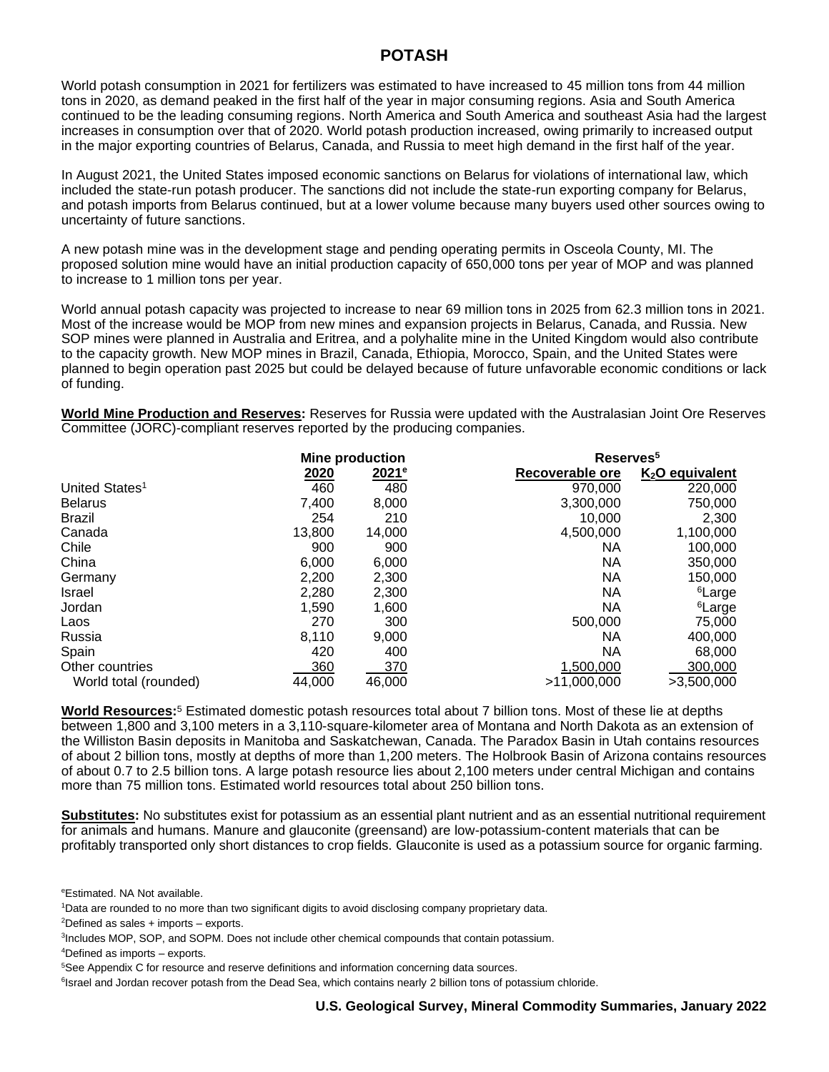# POTASH

World potash consumption in 2021 for fertilizers was estimated to have increased to 45 million tons from 44 million tons in 2020, as demand peaked in the first half of the year in major consuming regions. Asia and South America continued to be the leading consuming regions. North America and South America and southeast Asia had the largest increases in consumption over that of 2020. World potash production increased, owing primarily to increased output in the major exporting countries of Belarus, Canada, and Russia to meet high demand in the first half of the year.

In August 2021, the United States imposed economic sanctions on Belarus for violations of international law, which included the state-run potash producer. The sanctions did not include the state-run exporting company for Belarus, and potash imports from Belarus continued, but at a lower volume because many buyers used other sources owing to uncertainty of future sanctions.

A new potash mine was in the development stage and pending operating permits in Osceola County, MI. The proposed solution mine would have an initial production capacity of 650,000 tons per year of MOP and was planned to increase to 1 million tons per year.

World annual potash capacity was projected to increase to near 69 million tons in 2025 from 62.3 million tons in 2021. Most of the increase would be MOP from new mines and expansion projects in Belarus, Canada, and Russia. New SOP mines were planned in Australia and Eritrea, and a polyhalite mine in the United Kingdom would also contribute to the capacity growth. New MOP mines in Brazil, Canada, Ethiopia, Morocco, Spain, and the United States were planned to begin operation past 2025 but could be delayed because of future unfavorable economic conditions or lack of funding.

**World Mine Production and Reserves:** Reserves for Russia were updated with the Australasian Joint Ore Reserves Committee (JORC)-compliant reserves reported by the producing companies.

| | Mine production | | Reserves[5] | |
|---|---|---|---|---|
| | 2020 | 2021[e] | Recoverable ore | $K_2O$ equivalent |
| United States[1] | 460 | 480 | 970,000 | 220,000 |
| Belarus | 7,400 | 8,000 | 3,300,000 | 750,000 |
| Brazil | 254 | 210 | 10,000 | 2,300 |
| Canada | 13,800 | 14,000 | 4,500,000 | 1,100,000 |
| Chile | 900 | 900 | NA | 100,000 |
| China | 6,000 | 6,000 | NA | 350,000 |
| Germany | 2,200 | 2,300 | NA | 150,000 |
| Israel | 2,280 | 2,300 | NA | [6]Large |
| Jordan | 1,590 | 1,600 | NA | [6]Large |
| Laos | 270 | 300 | 500,000 | 75,000 |
| Russia | 8,110 | 9,000 | NA | 400,000 |
| Spain | 420 | 400 | NA | 68,000 |
| Other countries | 360 | 370 | 1,500,000 | 300,000 |
| World total (rounded) | 44,000 | 46,000 | >11,000,000 | >3,500,000 |

**World Resources:**[5] Estimated domestic potash resources total about 7 billion tons. Most of these lie at depths between 1,800 and 3,100 meters in a 3,110-square-kilometer area of Montana and North Dakota as an extension of the Williston Basin deposits in Manitoba and Saskatchewan, Canada. The Paradox Basin in Utah contains resources of about 2 billion tons, mostly at depths of more than 1,200 meters. The Holbrook Basin of Arizona contains resources of about 0.7 to 2.5 billion tons. A large potash resource lies about 2,100 meters under central Michigan and contains more than 75 million tons. Estimated world resources total about 250 billion tons.

**Substitutes:** No substitutes exist for potassium as an essential plant nutrient and as an essential nutritional requirement for animals and humans. Manure and glauconite (greensand) are low-potassium-content materials that can be profitably transported only short distances to crop fields. Glauconite is used as a potassium source for organic farming.

[e]Estimated. NA Not available.

[1]Data are rounded to no more than two significant digits to avoid disclosing company proprietary data.

[2]Defined as sales + imports – exports.

[3]Includes MOP, SOP, and SOPM. Does not include other chemical compounds that contain potassium.

[4]Defined as imports – exports.

[5]See Appendix C for resource and reserve definitions and information concerning data sources.

[6]Israel and Jordan recover potash from the Dead Sea, which contains nearly 2 billion tons of potassium chloride.

**U.S. Geological Survey, Mineral Commodity Summaries, January 2022**